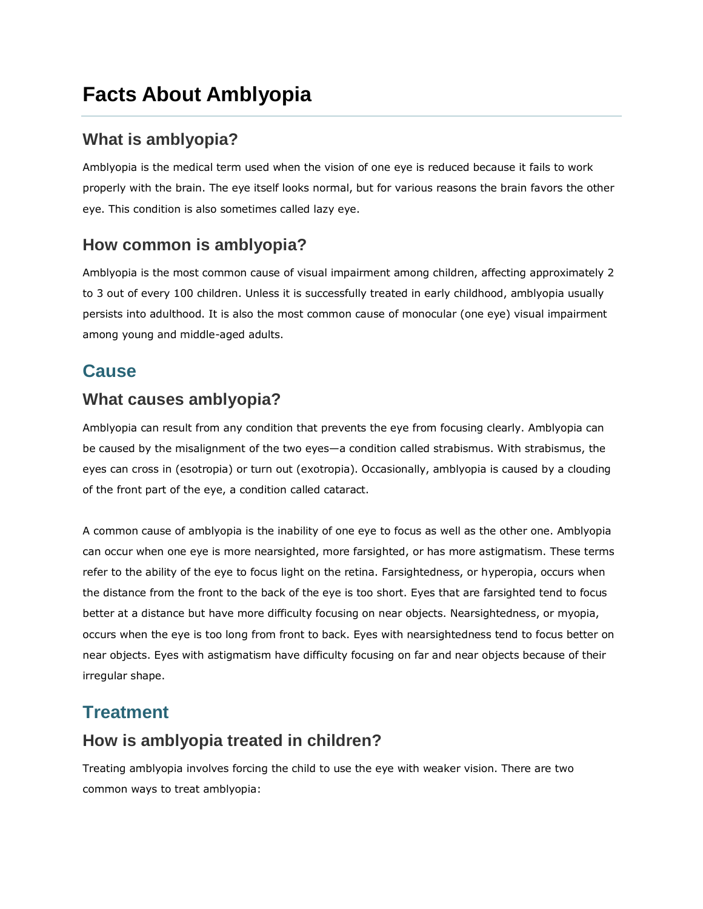# Facts About Amblyopia

## What is amblyopia?

Amblyopia is the medical term used when the vision of one eye is reduced because it fails to work properly with the brain. The eye itself looks normal, but for various reasons the brain favors the other eye. This condition is also sometimes called lazy eye.

## How common is amblyopia?

Amblyopia is the most common cause of visual impairment among children, affecting approximately 2 to 3 out of every 100 children. Unless it is successfully treated in early childhood, amblyopia usually persists into adulthood. It is also the most common cause of monocular (one eye) visual impairment among young and middle-aged adults.

# Cause

## What causes amblyopia?

Amblyopia can result from any condition that prevents the eye from focusing clearly. Amblyopia can be caused by the misalignment of the two eyes—a condition called strabismus. With strabismus, the eyes can cross in (esotropia) or turn out (exotropia). Occasionally, amblyopia is caused by a clouding of the front part of the eye, a condition called cataract.

A common cause of amblyopia is the inability of one eye to focus as well as the other one. Amblyopia can occur when one eye is more nearsighted, more farsighted, or has more astigmatism. These terms refer to the ability of the eye to focus light on the retina. Farsightedness, or hyperopia, occurs when the distance from the front to the back of the eye is too short. Eyes that are farsighted tend to focus better at a distance but have more difficulty focusing on near objects. Nearsightedness, or myopia, occurs when the eye is too long from front to back. Eyes with nearsightedness tend to focus better on near objects. Eyes with astigmatism have difficulty focusing on far and near objects because of their irregular shape.

# Treatment

## How is amblyopia treated in children?

Treating amblyopia involves forcing the child to use the eye with weaker vision. There are two common ways to treat amblyopia: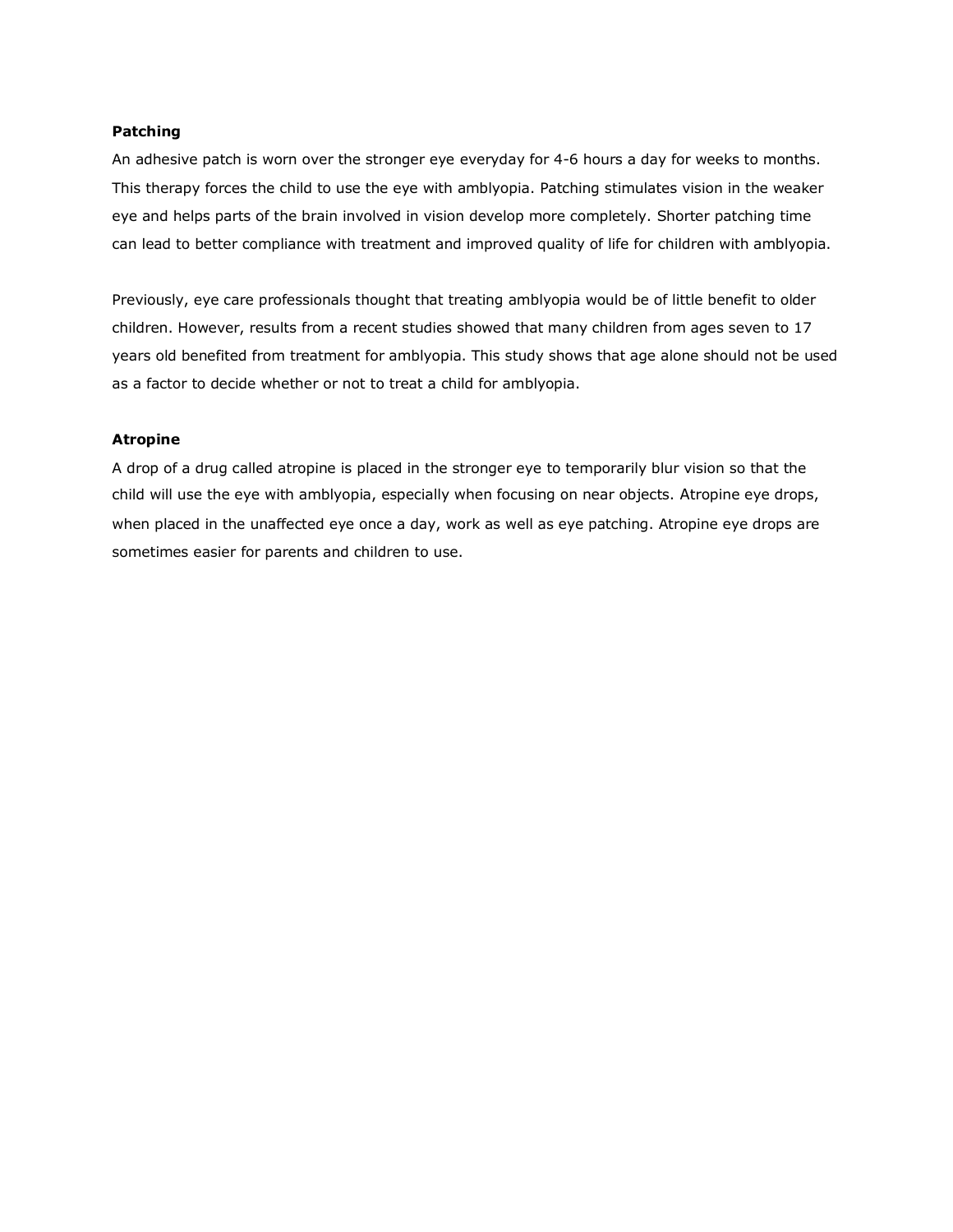**Patching**

An adhesive patch is worn over the stronger eye everyday for 4-6 hours a day for weeks to months. This therapy forces the child to use the eye with amblyopia. Patching stimulates vision in the weaker eye and helps parts of the brain involved in vision develop more completely. Shorter patching time can lead to better compliance with treatment and improved quality of life for children with amblyopia.

Previously, eye care professionals thought that treating amblyopia would be of little benefit to older children. However, results from a recent studies showed that many children from ages seven to 17 years old benefited from treatment for amblyopia. This study shows that age alone should not be used as a factor to decide whether or not to treat a child for amblyopia.

**Atropine**

A drop of a drug called atropine is placed in the stronger eye to temporarily blur vision so that the child will use the eye with amblyopia, especially when focusing on near objects. Atropine eye drops, when placed in the unaffected eye once a day, work as well as eye patching. Atropine eye drops are sometimes easier for parents and children to use.